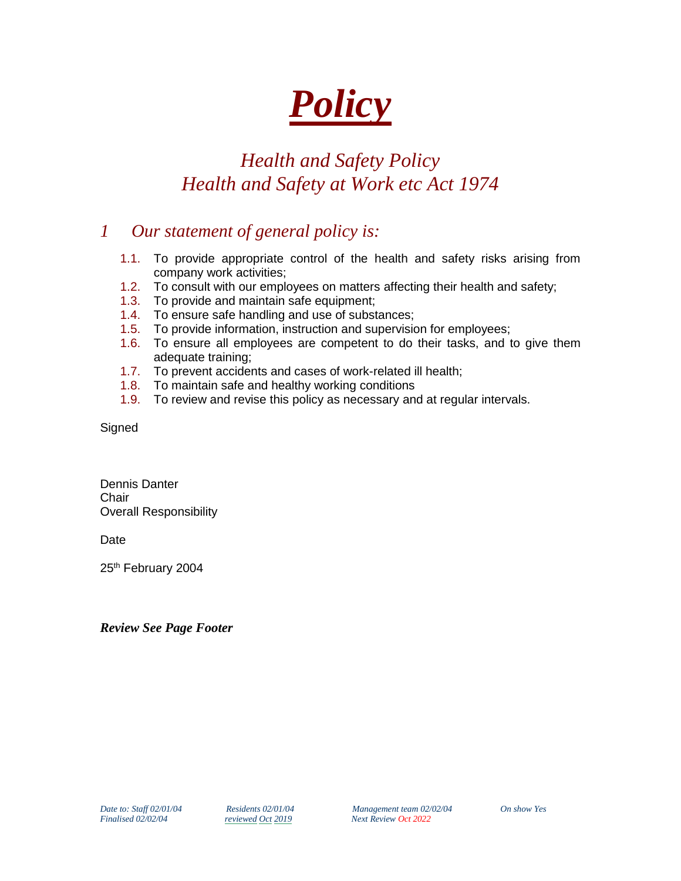# ***Policy***

## *Health and Safety Policy*
## *Health and Safety at Work etc Act 1974*

## *1 Our statement of general policy is:*

1.1. To provide appropriate control of the health and safety risks arising from company work activities;
1.2. To consult with our employees on matters affecting their health and safety;
1.3. To provide and maintain safe equipment;
1.4. To ensure safe handling and use of substances;
1.5. To provide information, instruction and supervision for employees;
1.6. To ensure all employees are competent to do their tasks, and to give them adequate training;
1.7. To prevent accidents and cases of work-related ill health;
1.8. To maintain safe and healthy working conditions
1.9. To review and revise this policy as necessary and at regular intervals.

Signed

Dennis Danter
Chair
Overall Responsibility

Date

25th February 2004

***Review See Page Footer***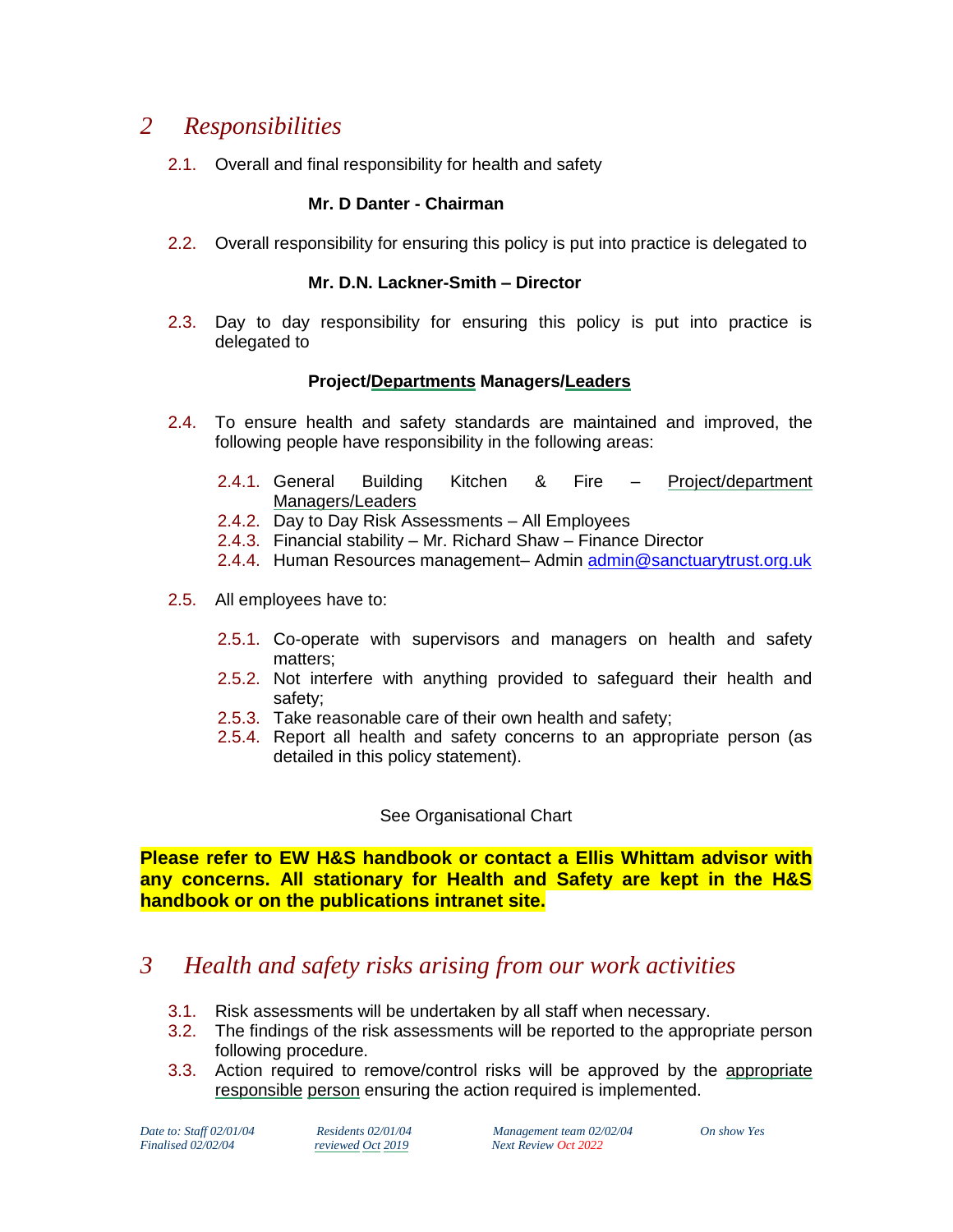## 2 Responsibilities

2.1. Overall and final responsibility for health and safety

**Mr. D Danter - Chairman**

2.2. Overall responsibility for ensuring this policy is put into practice is delegated to

**Mr. D.N. Lackner-Smith – Director**

2.3. Day to day responsibility for ensuring this policy is put into practice is delegated to

**Project/Departments Managers/Leaders**

2.4. To ensure health and safety standards are maintained and improved, the following people have responsibility in the following areas:

- 2.4.1. General Building Kitchen & Fire – Project/department Managers/Leaders
- 2.4.2. Day to Day Risk Assessments – All Employees
- 2.4.3. Financial stability – Mr. Richard Shaw – Finance Director
- 2.4.4. Human Resources management– Admin admin@sanctuarytrust.org.uk

2.5. All employees have to:

- 2.5.1. Co-operate with supervisors and managers on health and safety matters;
- 2.5.2. Not interfere with anything provided to safeguard their health and safety;
- 2.5.3. Take reasonable care of their own health and safety;
- 2.5.4. Report all health and safety concerns to an appropriate person (as detailed in this policy statement).

See Organisational Chart

**Please refer to EW H&S handbook or contact a Ellis Whittam advisor with any concerns. All stationary for Health and Safety are kept in the H&S handbook or on the publications intranet site.**

## 3 Health and safety risks arising from our work activities

3.1. Risk assessments will be undertaken by all staff when necessary.

3.2. The findings of the risk assessments will be reported to the appropriate person following procedure.

3.3. Action required to remove/control risks will be approved by the appropriate responsible person ensuring the action required is implemented.

*Date to: Staff 02/01/04 Residents 02/01/04 Management team 02/02/04 On show Yes*
*Finalised 02/02/04 reviewed Oct 2019 Next Review Oct 2022*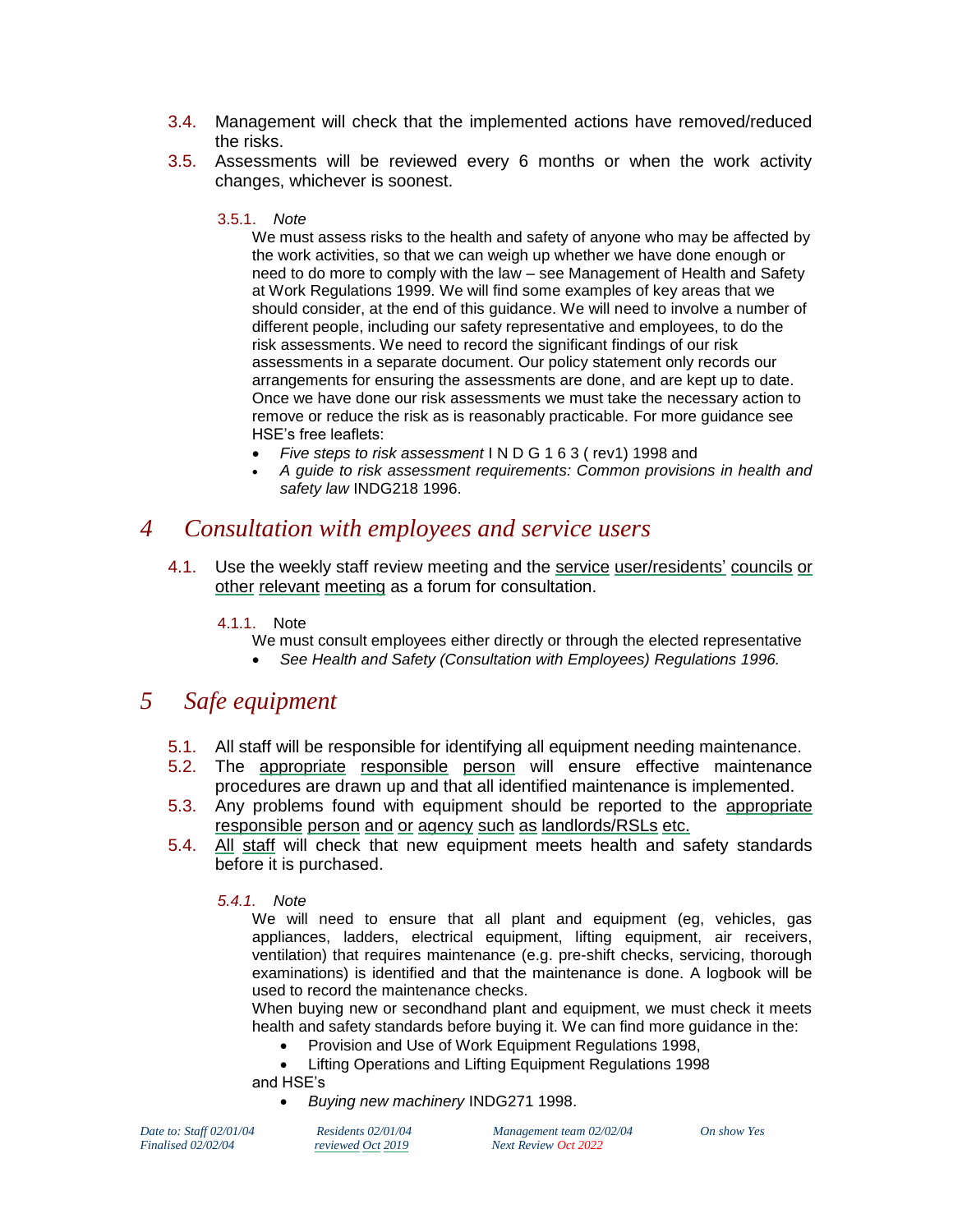3.4. Management will check that the implemented actions have removed/reduced the risks.

3.5. Assessments will be reviewed every 6 months or when the work activity changes, whichever is soonest.

3.5.1. *Note*

We must assess risks to the health and safety of anyone who may be affected by the work activities, so that we can weigh up whether we have done enough or need to do more to comply with the law – see Management of Health and Safety at Work Regulations 1999. We will find some examples of key areas that we should consider, at the end of this guidance. We will need to involve a number of different people, including our safety representative and employees, to do the risk assessments. We need to record the significant findings of our risk assessments in a separate document. Our policy statement only records our arrangements for ensuring the assessments are done, and are kept up to date. Once we have done our risk assessments we must take the necessary action to remove or reduce the risk as is reasonably practicable. For more guidance see HSE's free leaflets:

- *Five steps to risk assessment* I N D G 1 6 3 ( rev1) 1998 and
- *A guide to risk assessment requirements: Common provisions in health and safety law* INDG218 1996.

# 4 Consultation with employees and service users

4.1. Use the weekly staff review meeting and the service user/residents' councils or other relevant meeting as a forum for consultation.

4.1.1. Note

We must consult employees either directly or through the elected representative

- *See Health and Safety (Consultation with Employees) Regulations 1996.*

# 5 Safe equipment

5.1. All staff will be responsible for identifying all equipment needing maintenance.

5.2. The appropriate responsible person will ensure effective maintenance procedures are drawn up and that all identified maintenance is implemented.

5.3. Any problems found with equipment should be reported to the appropriate responsible person and or agency such as landlords/RSLs etc.

5.4. All staff will check that new equipment meets health and safety standards before it is purchased.

*5.4.1. Note*

We will need to ensure that all plant and equipment (eg, vehicles, gas appliances, ladders, electrical equipment, lifting equipment, air receivers, ventilation) that requires maintenance (e.g. pre-shift checks, servicing, thorough examinations) is identified and that the maintenance is done. A logbook will be used to record the maintenance checks.

When buying new or secondhand plant and equipment, we must check it meets health and safety standards before buying it. We can find more guidance in the:

- Provision and Use of Work Equipment Regulations 1998,
- Lifting Operations and Lifting Equipment Regulations 1998

and HSE's

- *Buying new machinery* INDG271 1998.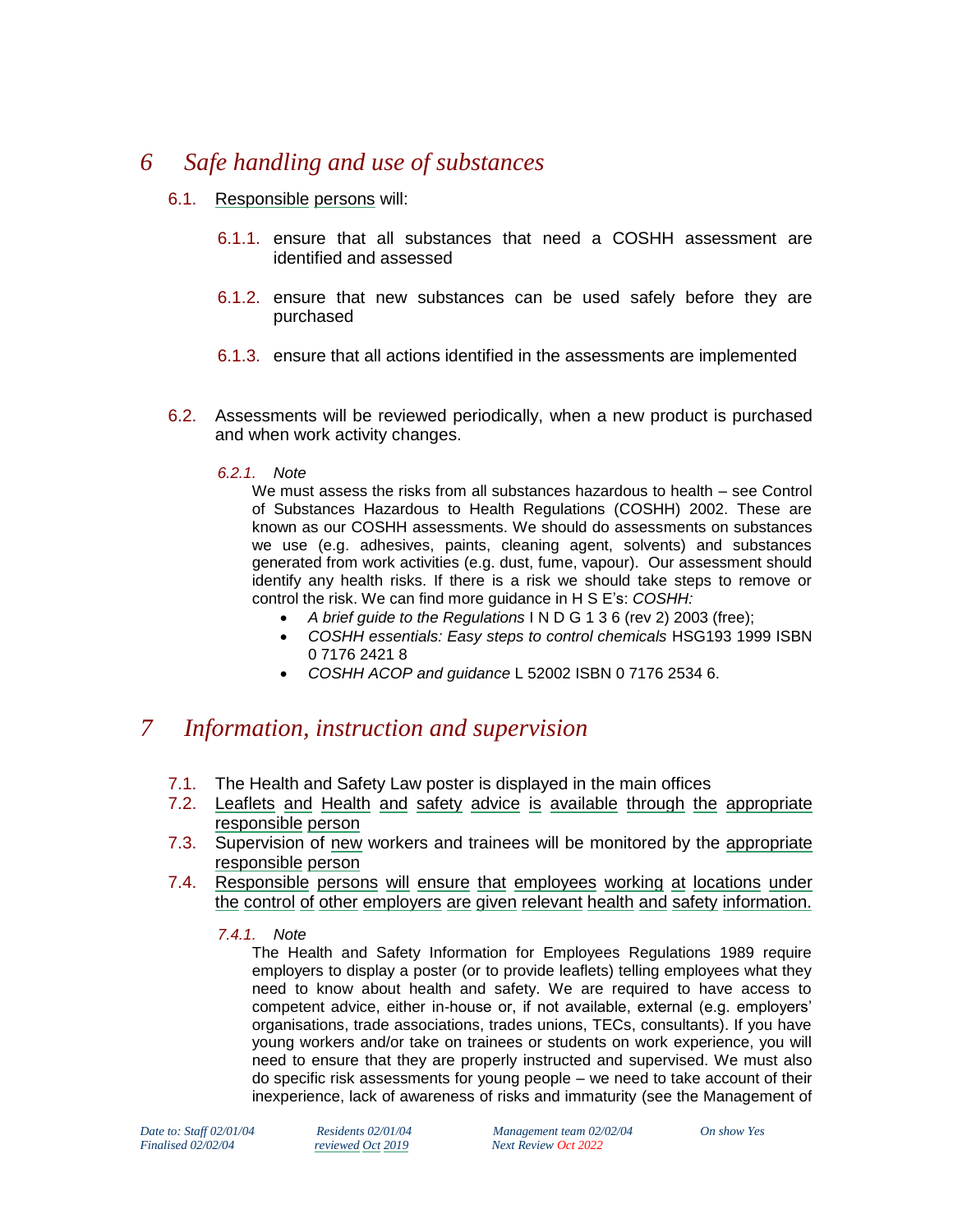# 6 *Safe handling and use of substances*

6.1. Responsible persons will:

6.1.1. ensure that all substances that need a COSHH assessment are identified and assessed

6.1.2. ensure that new substances can be used safely before they are purchased

6.1.3. ensure that all actions identified in the assessments are implemented

6.2. Assessments will be reviewed periodically, when a new product is purchased and when work activity changes.

*6.2.1. Note*

We must assess the risks from all substances hazardous to health – see Control of Substances Hazardous to Health Regulations (COSHH) 2002. These are known as our COSHH assessments. We should do assessments on substances we use (e.g. adhesives, paints, cleaning agent, solvents) and substances generated from work activities (e.g. dust, fume, vapour). Our assessment should identify any health risks. If there is a risk we should take steps to remove or control the risk. We can find more guidance in H S E's: *COSHH:*

- *A brief guide to the Regulations* I N D G 1 3 6 (rev 2) 2003 (free);
- *COSHH essentials: Easy steps to control chemicals* HSG193 1999 ISBN 0 7176 2421 8
- *COSHH ACOP and guidance* L 52002 ISBN 0 7176 2534 6.

# 7 *Information, instruction and supervision*

7.1. The Health and Safety Law poster is displayed in the main offices

7.2. Leaflets and Health and safety advice is available through the appropriate responsible person

7.3. Supervision of new workers and trainees will be monitored by the appropriate responsible person

7.4. Responsible persons will ensure that employees working at locations under the control of other employers are given relevant health and safety information.

*7.4.1. Note*

The Health and Safety Information for Employees Regulations 1989 require employers to display a poster (or to provide leaflets) telling employees what they need to know about health and safety. We are required to have access to competent advice, either in-house or, if not available, external (e.g. employers' organisations, trade associations, trades unions, TECs, consultants). If you have young workers and/or take on trainees or students on work experience, you will need to ensure that they are properly instructed and supervised. We must also do specific risk assessments for young people – we need to take account of their inexperience, lack of awareness of risks and immaturity (see the Management of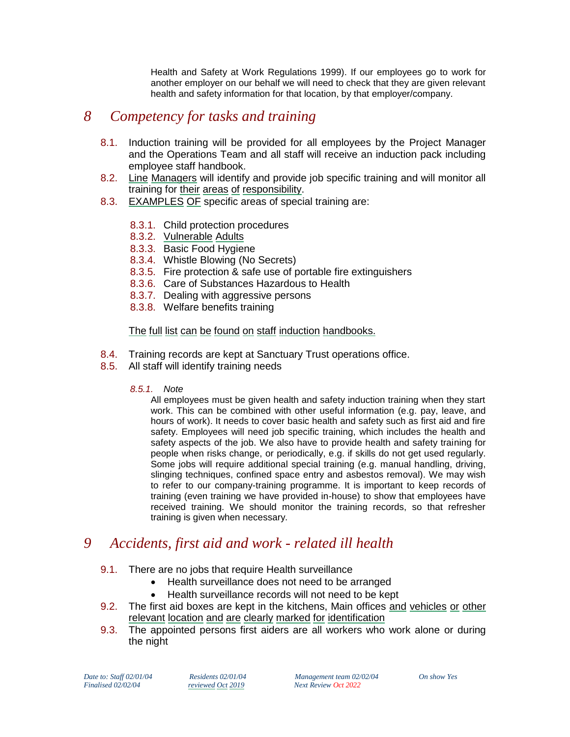Health and Safety at Work Regulations 1999). If our employees go to work for another employer on our behalf we will need to check that they are given relevant health and safety information for that location, by that employer/company.

# 8 *Competency for tasks and training*

8.1. Induction training will be provided for all employees by the Project Manager and the Operations Team and all staff will receive an induction pack including employee staff handbook.

8.2. Line Managers will identify and provide job specific training and will monitor all training for their areas of responsibility.

8.3. EXAMPLES OF specific areas of special training are:

- 8.3.1. Child protection procedures
- 8.3.2. Vulnerable Adults
- 8.3.3. Basic Food Hygiene
- 8.3.4. Whistle Blowing (No Secrets)
- 8.3.5. Fire protection & safe use of portable fire extinguishers
- 8.3.6. Care of Substances Hazardous to Health
- 8.3.7. Dealing with aggressive persons
- 8.3.8. Welfare benefits training

The full list can be found on staff induction handbooks.

8.4. Training records are kept at Sanctuary Trust operations office.

8.5. All staff will identify training needs

*8.5.1. Note*

All employees must be given health and safety induction training when they start work. This can be combined with other useful information (e.g. pay, leave, and hours of work). It needs to cover basic health and safety such as first aid and fire safety. Employees will need job specific training, which includes the health and safety aspects of the job. We also have to provide health and safety training for people when risks change, or periodically, e.g. if skills do not get used regularly. Some jobs will require additional special training (e.g. manual handling, driving, slinging techniques, confined space entry and asbestos removal). We may wish to refer to our company-training programme. It is important to keep records of training (even training we have provided in-house) to show that employees have received training. We should monitor the training records, so that refresher training is given when necessary.

# 9 *Accidents, first aid and work - related ill health*

9.1. There are no jobs that require Health surveillance

- Health surveillance does not need to be arranged
- Health surveillance records will not need to be kept

9.2. The first aid boxes are kept in the kitchens, Main offices and vehicles or other relevant location and are clearly marked for identification

9.3. The appointed persons first aiders are all workers who work alone or during the night

*Date to: Staff 02/01/04 Residents 02/01/04 Management team 02/02/04 On show Yes*
*Finalised 02/02/04 reviewed Oct 2019 Next Review Oct 2022*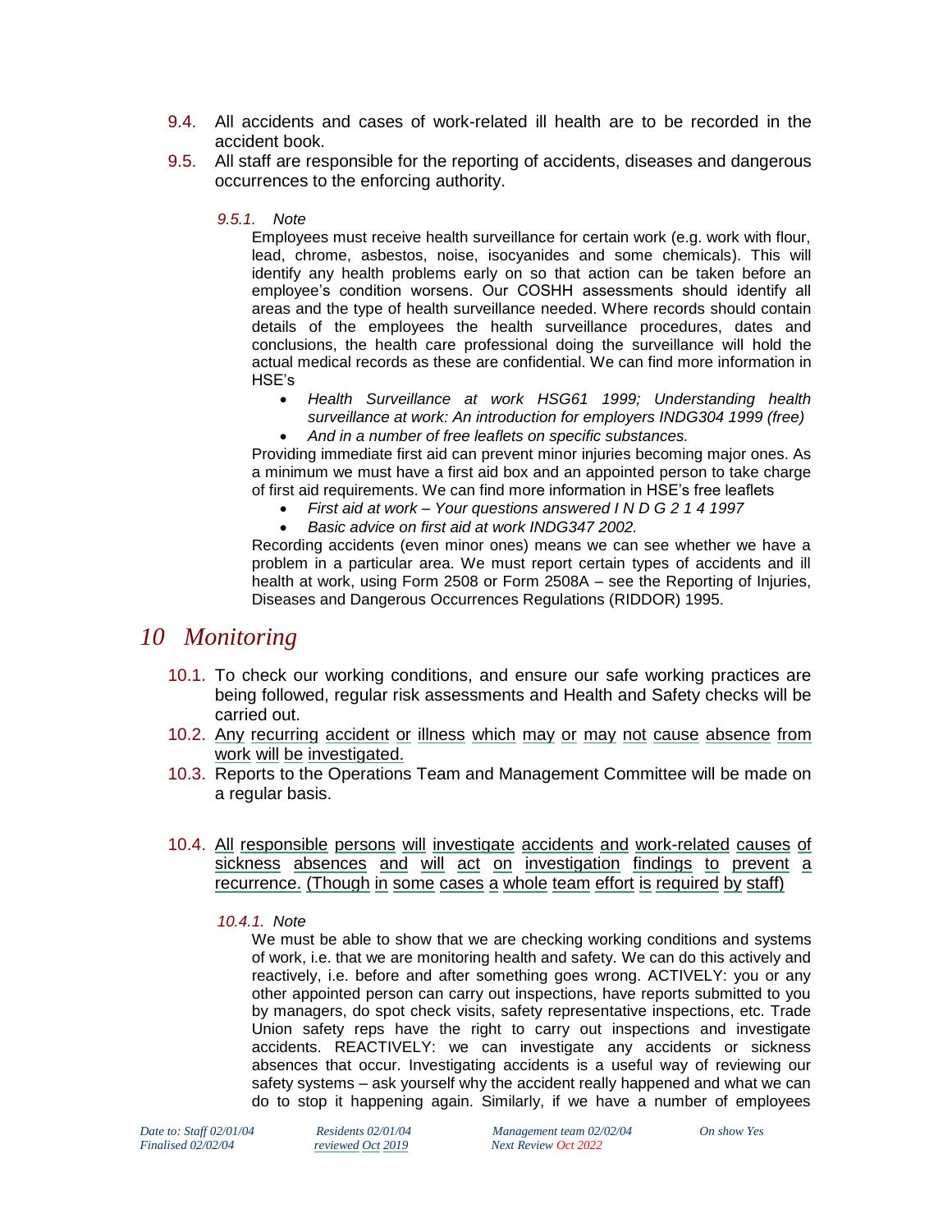9.4. All accidents and cases of work-related ill health are to be recorded in the accident book.

9.5. All staff are responsible for the reporting of accidents, diseases and dangerous occurrences to the enforcing authority.

*9.5.1. Note*

Employees must receive health surveillance for certain work (e.g. work with flour, lead, chrome, asbestos, noise, isocyanides and some chemicals). This will identify any health problems early on so that action can be taken before an employee's condition worsens. Our COSHH assessments should identify all areas and the type of health surveillance needed. Where records should contain details of the employees the health surveillance procedures, dates and conclusions, the health care professional doing the surveillance will hold the actual medical records as these are confidential. We can find more information in HSE's

- *Health Surveillance at work HSG61 1999; Understanding health surveillance at work: An introduction for employers INDG304 1999 (free)*
- *And in a number of free leaflets on specific substances.*

Providing immediate first aid can prevent minor injuries becoming major ones. As a minimum we must have a first aid box and an appointed person to take charge of first aid requirements. We can find more information in HSE's free leaflets

- *First aid at work – Your questions answered I N D G 2 1 4 1997*
- *Basic advice on first aid at work INDG347 2002.*

Recording accidents (even minor ones) means we can see whether we have a problem in a particular area. We must report certain types of accidents and ill health at work, using Form 2508 or Form 2508A – see the Reporting of Injuries, Diseases and Dangerous Occurrences Regulations (RIDDOR) 1995.

# 10 Monitoring

10.1. To check our working conditions, and ensure our safe working practices are being followed, regular risk assessments and Health and Safety checks will be carried out.

10.2. Any recurring accident or illness which may or may not cause absence from work will be investigated.

10.3. Reports to the Operations Team and Management Committee will be made on a regular basis.

10.4. All responsible persons will investigate accidents and work-related causes of sickness absences and will act on investigation findings to prevent a recurrence. (Though in some cases a whole team effort is required by staff)

*10.4.1. Note*

We must be able to show that we are checking working conditions and systems of work, i.e. that we are monitoring health and safety. We can do this actively and reactively, i.e. before and after something goes wrong. ACTIVELY: you or any other appointed person can carry out inspections, have reports submitted to you by managers, do spot check visits, safety representative inspections, etc. Trade Union safety reps have the right to carry out inspections and investigate accidents. REACTIVELY: we can investigate any accidents or sickness absences that occur. Investigating accidents is a useful way of reviewing our safety systems – ask yourself why the accident really happened and what we can do to stop it happening again. Similarly, if we have a number of employees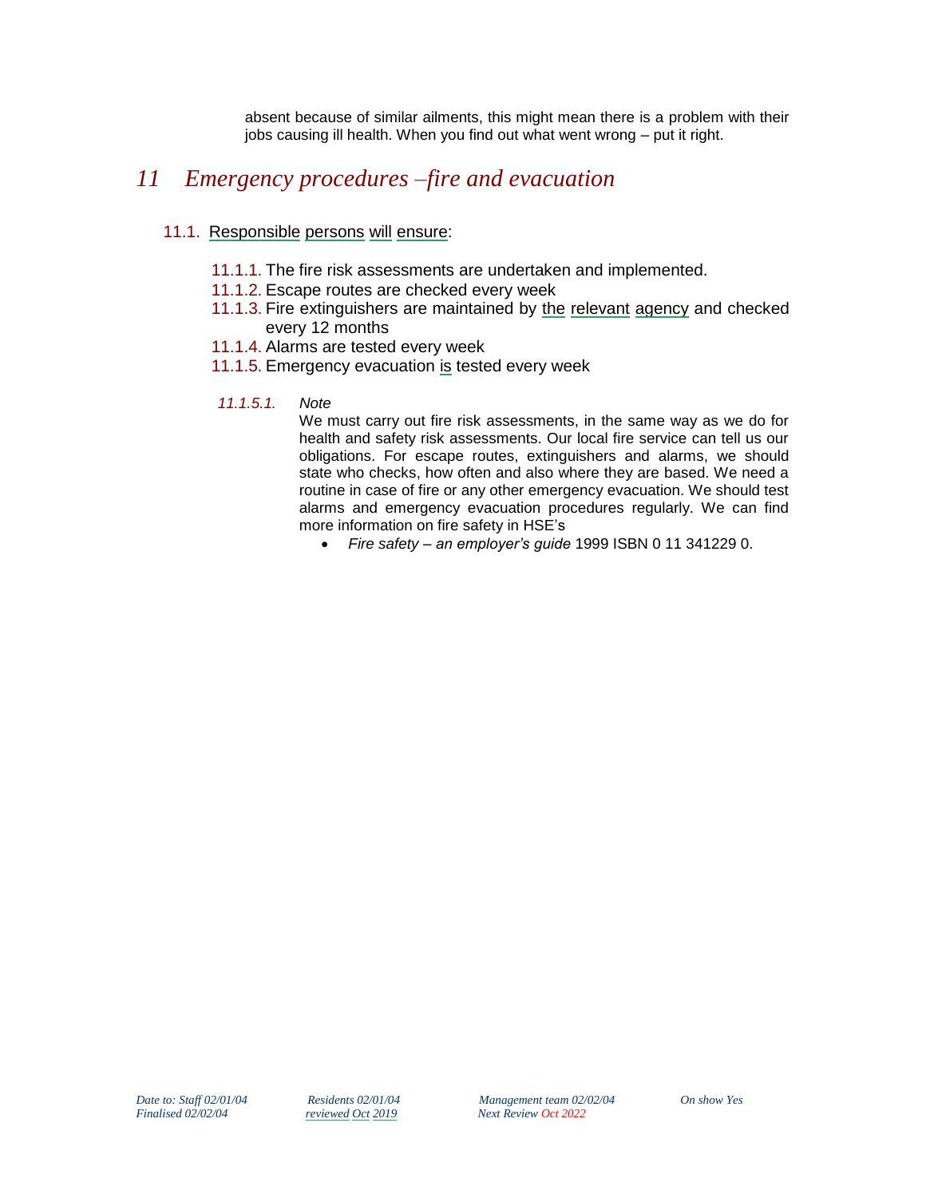absent because of similar ailments, this might mean there is a problem with their jobs causing ill health. When you find out what went wrong – put it right.

# 11 Emergency procedures –fire and evacuation

11.1. Responsible persons will ensure:

11.1.1. The fire risk assessments are undertaken and implemented.

11.1.2. Escape routes are checked every week

11.1.3. Fire extinguishers are maintained by the relevant agency and checked every 12 months

11.1.4. Alarms are tested every week

11.1.5. Emergency evacuation is tested every week

*11.1.5.1. Note*

We must carry out fire risk assessments, in the same way as we do for health and safety risk assessments. Our local fire service can tell us our obligations. For escape routes, extinguishers and alarms, we should state who checks, how often and also where they are based. We need a routine in case of fire or any other emergency evacuation. We should test alarms and emergency evacuation procedures regularly. We can find more information on fire safety in HSE's

- *Fire safety – an employer's guide* 1999 ISBN 0 11 341229 0.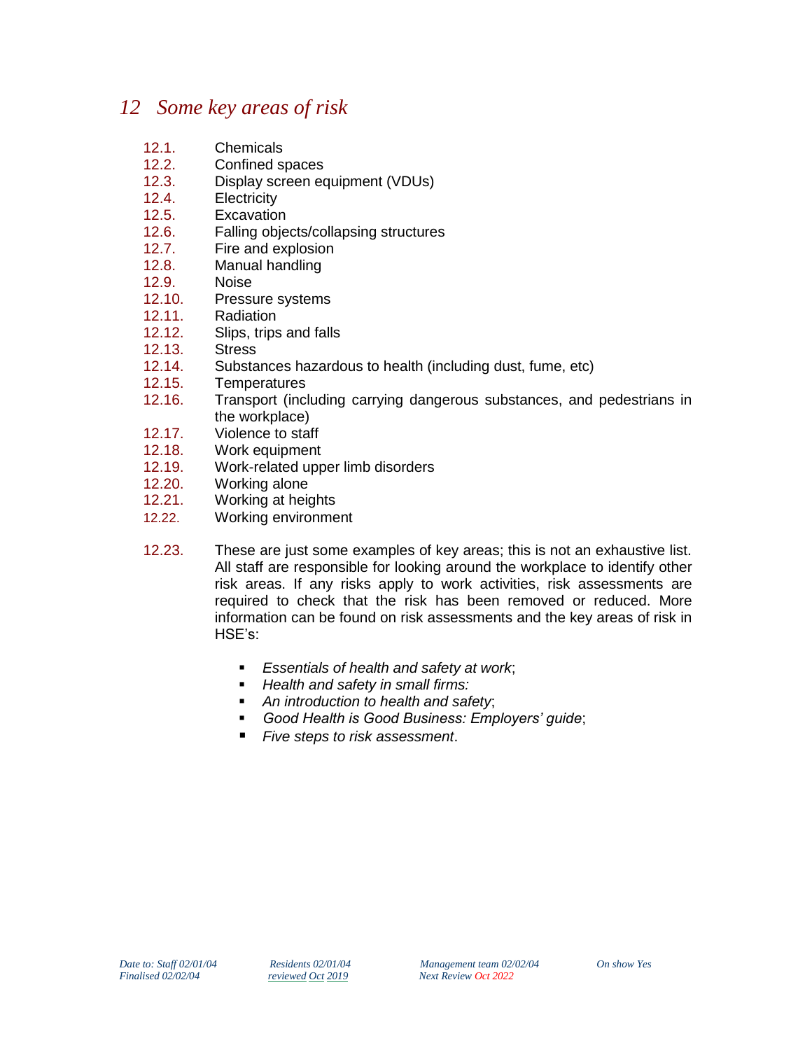## 12 *Some key areas of risk*

12.1. Chemicals
12.2. Confined spaces
12.3. Display screen equipment (VDUs)
12.4. Electricity
12.5. Excavation
12.6. Falling objects/collapsing structures
12.7. Fire and explosion
12.8. Manual handling
12.9. Noise
12.10. Pressure systems
12.11. Radiation
12.12. Slips, trips and falls
12.13. Stress
12.14. Substances hazardous to health (including dust, fume, etc)
12.15. Temperatures
12.16. Transport (including carrying dangerous substances, and pedestrians in the workplace)
12.17. Violence to staff
12.18. Work equipment
12.19. Work-related upper limb disorders
12.20. Working alone
12.21. Working at heights
12.22. Working environment

12.23. These are just some examples of key areas; this is not an exhaustive list. All staff are responsible for looking around the workplace to identify other risk areas. If any risks apply to work activities, risk assessments are required to check that the risk has been removed or reduced. More information can be found on risk assessments and the key areas of risk in HSE's:

- *Essentials of health and safety at work*;
- *Health and safety in small firms:*
- *An introduction to health and safety*;
- *Good Health is Good Business: Employers' guide*;
- *Five steps to risk assessment*.